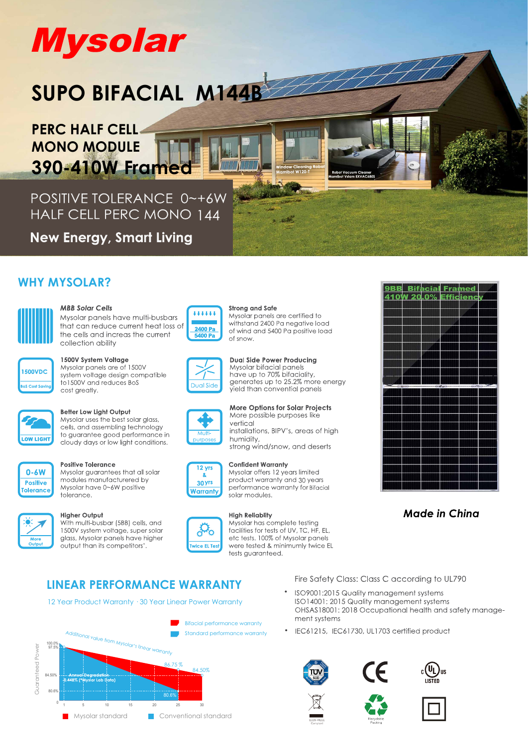# Mysolar

## SUPO BIFACIAL M144B

### PERC HALF CELL MONO MODULE

### 390-410W Framed

POSITIVE TOLERANCE 0~+6W
HALF CELL PERC MONO 144

**New Energy, Smart Living**

## WHY MYSOLAR?

**MBB Solar Cells**
Mysolar panels have multi-busbars that can reduce current heat loss of the cells and increas the current collection ability

**1500V System Voltage**
Mysolar panels are of 1500V system voltage design compatible to1500V and reduces BoS cost greatly.

**Better Low Light Output**
Mysolar uses the best solar glass, cells, and assembling technology to guarantee good performance in cloudy days or low light conditions.

**Positive Tolerance**
Mysolar guarantees that all solar modules manufacturered by Mysolar have 0~6W positive tolerance.

**Higher Output**
With multi-busbar (5BB) cells, and 1500V system voltage, super solar glass, Mysolar panels have higher output than its competitors'.

**Strong and Safe**
Mysolar panels are certified to withstand 2400 Pa negative load of wind and 5400 Pa positive load of snow.

**Dual Side Power Producing**
Mysolar bifacial panels have up to 70% bifaciality, generates up to 25.2% more energy yield than convential panels

**More Options for Solar Projects**
More possible purposes like vertical installations, BIPV's, areas of high humidity, strong wind/snow, and deserts

**Confident Warranty**
Mysolar offers 12 year's limited product warranty and 30 years performance warranty for Bifacial solar modules.

**High Reliablity**
Mysolar has complete testing facilities for tests of UV, TC, HF, EL, etc tests. 100% of Mysolar panels were tested & minimumly twice EL tests guaranteed.

9BB Bifacial Framed 410W 20.0% Efficiency

***Made in China***

## LINEAR PERFORMANCE WARRANTY

12 Year Product Warranty · 30 Year Linear Power Warranty

Fire Safety Class: Class C according to UL790

- ISO9001:2015 Quality management systems
  ISO14001: 2015 Quality management systems
  OHSAS18001: 2018 Occupational health and safety management systems
- IEC61215, IEC61730, UL1703 certified product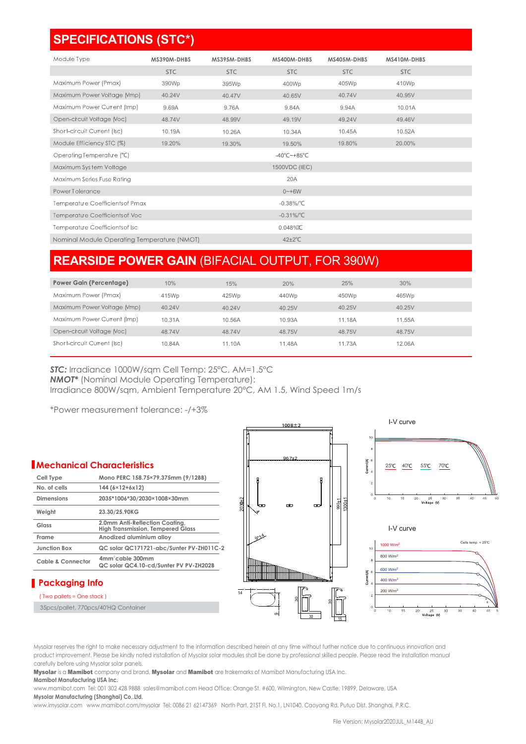# SPECIFICATIONS (STC*)

| Module Type | MS390M-DHBS | MS395M-DHBS | MS400M-DHBS | MS405M-DHBS | MS410M-DHBS |
|---|---|---|---|---|---|
| | STC | STC | STC | STC | STC |
| Maximum Power (Pmax) | 390Wp | 395Wp | 400Wp | 405Wp | 410Wp |
| Maximum Power Voltage (Vmp) | 40.24V | 40.47V | 40.65V | 40.74V | 40.95V |
| Maximum Power Current (Imp) | 9.69A | 9.76A | 9.84A | 9.94A | 10.01A |
| Open-circuit Voltage (Voc) | 48.74V | 48.99V | 49.19V | 49.24V | 49.46V |
| Short-circuit Current (Isc) | 10.19A | 10.26A | 10.34A | 10.45A | 10.52A |
| Module Efficiency STC (%) | 19.20% | 19.30% | 19.50% | 19.80% | 20.00% |
| Operating Temperature (℃) | | | -40℃~+85℃ | | |
| Maximum System Voltage | | | 1500VDC (IEC) | | |
| Maximum Series Fuse Rating | | | 20A | | |
| Power Tolerance | | | 0~+6W | | |
| Temperature Coefficients of Pmax | | | -0.38%/℃ | | |
| Temperature Coefficients of Voc | | | -0.31%/℃ | | |
| Temperature Coefficients of Isc | | | 0.048%/℃ | | |
| Nominal Module Operating Temperature (NMOT) | | | 42±2℃ | | |

# REARSIDE POWER GAIN (BIFACIAL OUTPUT, FOR 390W)

| Power Gain (Percentage) | 10% | 15% | 20% | 25% | 30% |
|---|---|---|---|---|---|
| Maximum Power (Pmax) | 415Wp | 425Wp | 440Wp | 450Wp | 465Wp |
| Maximum Power Voltage (Vmp) | 40.24V | 40.24V | 40.25V | 40.25V | 40.25V |
| Maximum Power Current (Imp) | 10.31A | 10.56A | 10.93A | 11.18A | 11.55A |
| Open-circuit Voltage (Voc) | 48.74V | 48.74V | 48.75V | 48.75V | 48.75V |
| Short-circuit Current (Isc) | 10.84A | 11.10A | 11.48A | 11.73A | 12.06A |

***STC:*** Irradiance 1000W/sqm Cell Temp: 25°C, AM=1.5°C
***NMOT**** (Nominal Module Operating Temperature):
Irradiance 800W/sqm, Ambient Temperature 20°C, AM 1.5, Wind Speed 1m/s

*Power measurement tolerance: -/+3%

## Mechanical Characteristics

| | |
|---|---|
| Cell Type | Mono PERC 158.75×79.375mm (9/12BB) |
| No. of cells | 144 (6×12+6x12) |
| Dimensions | 2035*1006*30/2030×1008×30mm |
| Weight | 23.30/25.90KG |
| Glass | 2.0mm Anti-Reflection Coating, High Transmission, Tempered Glass |
| Frame | Anodized aluminium alloy |
| Junction Box | QC solar QC171721-abc/Sunter PV-ZH011C-2 |
| Cable & Connector | 4mm² cable 300mm<br>QC solar QC4.10-cd/Sunter PV PV-ZH202B |

## Packaging Info

( Two pallets = One stack )

35pcs/pallet, 770pcs/40'HQ Container

1008±2
967±2
2030±2
990±1
1300±1
9*14
14
30
9
30
30
15

I-V curve

25℃ 40℃ 55℃ 70℃

Current(A)
Voltage (V)

I-V curve

Cells temp. = 25°C
1000 W/m²
800 W/m²
600 W/m²
400 W/m²
200 W/m²

Current(A)
Voltage (V)

Mysolar reserves the right to make necessary adjustment to the information described herein at any time without further notice due to continuous innovation and product improvement. Please be kindly noted installation of Mysolar solar modules shall be done by professional skilled people. Please read the installation manual carefully before using Mysolar solar panels.

**Mysolar** is a **Mamibot** company and brand, **Mysolar** and **Mamibot** are trakemarks of Mamibot Manufacturing USA Inc.

**Mamibot Manufacturing USA Inc.**

www.mamibot.com Tel: 001 302 428 9888 sales@mamibot.com Head Office: Orange St. #600, Wilmington, New Castle, 19899, Delaware, USA

**Mysolar Manufacturing (Shanghai) Co.,Ltd.**

www.imysolar.com www.mamibot.com/mysolar Tel: 0086 21 62147369 North Part, 21ST Fl, No.1, LN1040, Caoyang Rd, Putuo Dist, Shanghai, P.R.C.

File Version: Mysolar2020JUL_M144B_AU